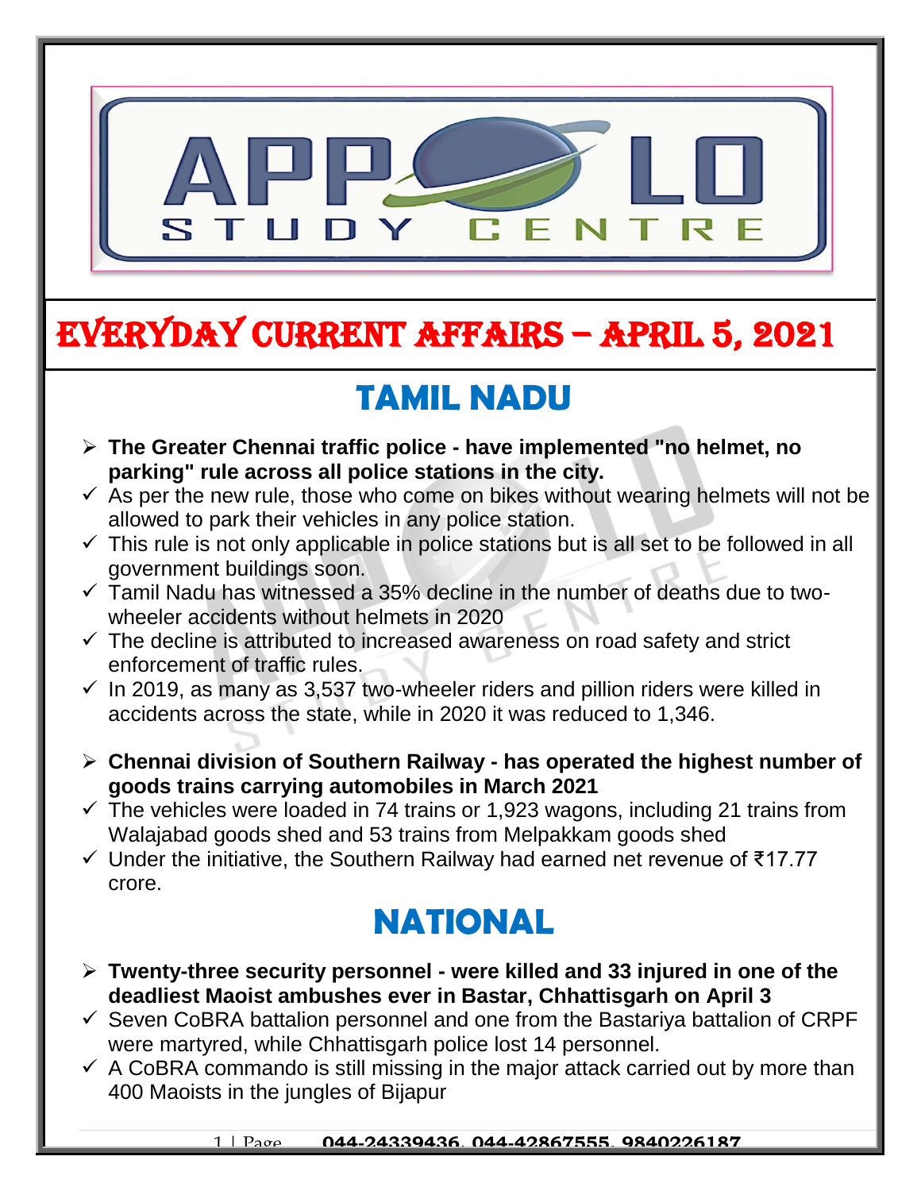# EVERYDAY CURRENT AFFAIRS – APRIL 5, 2021

## TAMIL NADU

- **The Greater Chennai traffic police - have implemented "no helmet, no parking" rule across all police stations in the city.**
  - ✓ As per the new rule, those who come on bikes without wearing helmets will not be allowed to park their vehicles in any police station.
  - ✓ This rule is not only applicable in police stations but is all set to be followed in all government buildings soon.
  - ✓ Tamil Nadu has witnessed a 35% decline in the number of deaths due to two-wheeler accidents without helmets in 2020
  - ✓ The decline is attributed to increased awareness on road safety and strict enforcement of traffic rules.
  - ✓ In 2019, as many as 3,537 two-wheeler riders and pillion riders were killed in accidents across the state, while in 2020 it was reduced to 1,346.

- **Chennai division of Southern Railway - has operated the highest number of goods trains carrying automobiles in March 2021**
  - ✓ The vehicles were loaded in 74 trains or 1,923 wagons, including 21 trains from Walajabad goods shed and 53 trains from Melpakkam goods shed
  - ✓ Under the initiative, the Southern Railway had earned net revenue of ₹17.77 crore.

## NATIONAL

- **Twenty-three security personnel - were killed and 33 injured in one of the deadliest Maoist ambushes ever in Bastar, Chhattisgarh on April 3**
  - ✓ Seven CoBRA battalion personnel and one from the Bastariya battalion of CRPF were martyred, while Chhattisgarh police lost 14 personnel.
  - ✓ A CoBRA commando is still missing in the major attack carried out by more than 400 Maoists in the jungles of Bijapur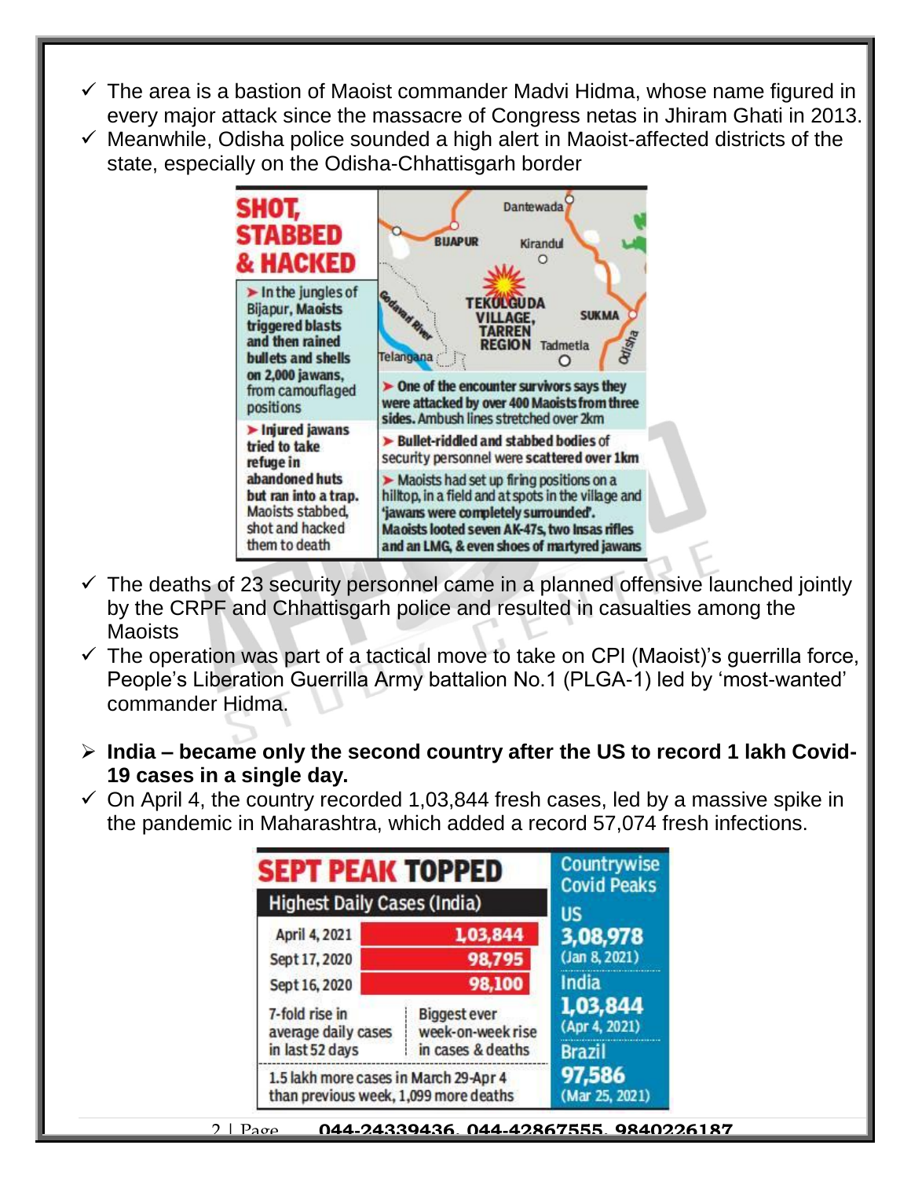- ✓ The area is a bastion of Maoist commander Madvi Hidma, whose name figured in every major attack since the massacre of Congress netas in Jhiram Ghati in 2013.
- ✓ Meanwhile, Odisha police sounded a high alert in Maoist-affected districts of the state, especially on the Odisha-Chhattisgarh border

**SHOT, STABBED & HACKED**

- In the jungles of Bijapur, Maoists triggered blasts and then rained bullets and shells on 2,000 jawans, from camouflaged positions
- Injured jawans tried to take refuge in abandoned huts but ran into a trap. Maoists stabbed, shot and hacked them to death
- One of the encounter survivors says they were attacked by over 400 Maoists from three sides. Ambush lines stretched over 2km
- Bullet-riddled and stabbed bodies of security personnel were scattered over 1km
- Maoists had set up firing positions on a hilltop, in a field and at spots in the village and 'jawans were completely surrounded'. Maoists looted seven AK-47s, two Insas rifles and an LMG, & even shoes of martyred jawans

Dantewada, BIJAPUR, Kirandul, TEKULGUDA VILLAGE, TARREN REGION, SUKMA, Tadmetla, Godavari River, Telangana, Odisha

- ✓ The deaths of 23 security personnel came in a planned offensive launched jointly by the CRPF and Chhattisgarh police and resulted in casualties among the Maoists
- ✓ The operation was part of a tactical move to take on CPI (Maoist)'s guerrilla force, People's Liberation Guerrilla Army battalion No.1 (PLGA-1) led by 'most-wanted' commander Hidma.

- **India – became only the second country after the US to record 1 lakh Covid-19 cases in a single day.**
- ✓ On April 4, the country recorded 1,03,844 fresh cases, led by a massive spike in the pandemic in Maharashtra, which added a record 57,074 fresh infections.

**SEPT PEAK TOPPED**

**Highest Daily Cases (India)**

| Date | Cases |
|---|---|
| April 4, 2021 | 1,03,844 |
| Sept 17, 2020 | 98,795 |
| Sept 16, 2020 | 98,100 |

- 7-fold rise in average daily cases in last 52 days
- Biggest ever week-on-week rise in cases & deaths
- 1.5 lakh more cases in March 29-Apr 4 than previous week, 1,099 more deaths

**Countrywise Covid Peaks**

| Country | Peak | Date |
|---|---|---|
| US | 3,08,978 | Jan 8, 2021 |
| India | 1,03,844 | Apr 4, 2021 |
| Brazil | 97,586 | Mar 25, 2021 |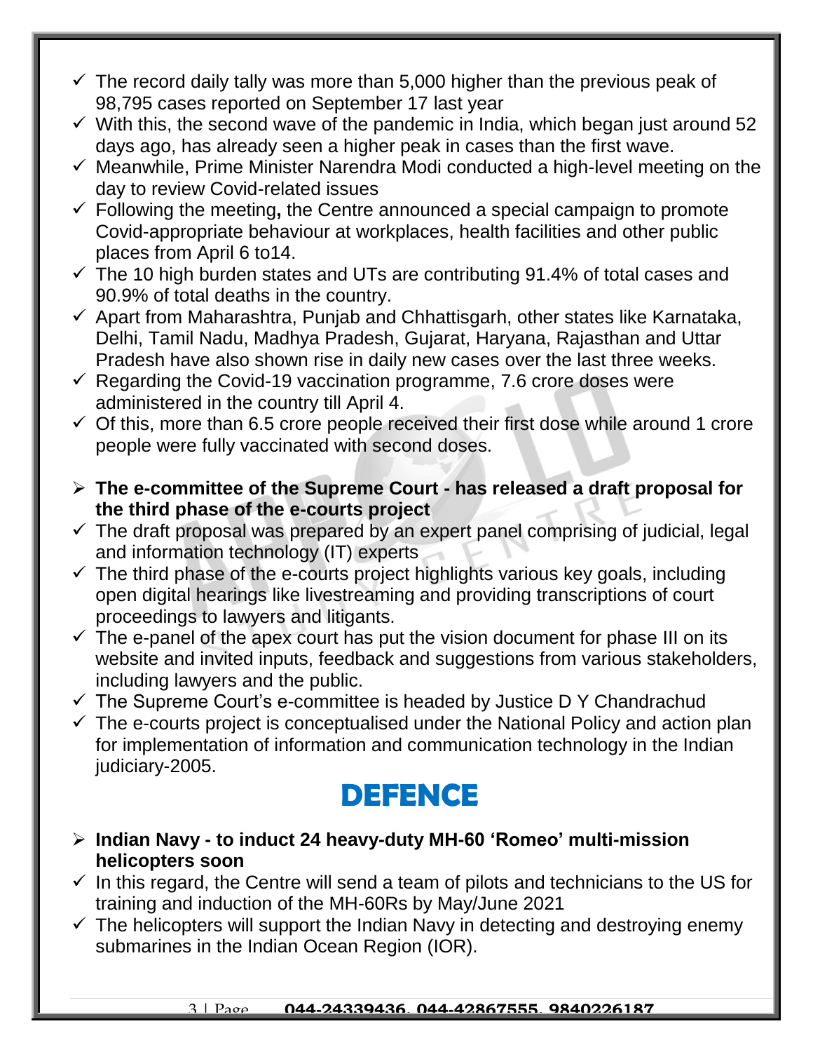- ✓ The record daily tally was more than 5,000 higher than the previous peak of 98,795 cases reported on September 17 last year
- ✓ With this, the second wave of the pandemic in India, which began just around 52 days ago, has already seen a higher peak in cases than the first wave.
- ✓ Meanwhile, Prime Minister Narendra Modi conducted a high-level meeting on the day to review Covid-related issues
- ✓ Following the meeting**,** the Centre announced a special campaign to promote Covid-appropriate behaviour at workplaces, health facilities and other public places from April 6 to14.
- ✓ The 10 high burden states and UTs are contributing 91.4% of total cases and 90.9% of total deaths in the country.
- ✓ Apart from Maharashtra, Punjab and Chhattisgarh, other states like Karnataka, Delhi, Tamil Nadu, Madhya Pradesh, Gujarat, Haryana, Rajasthan and Uttar Pradesh have also shown rise in daily new cases over the last three weeks.
- ✓ Regarding the Covid-19 vaccination programme, 7.6 crore doses were administered in the country till April 4.
- ✓ Of this, more than 6.5 crore people received their first dose while around 1 crore people were fully vaccinated with second doses.

- ➢ **The e-committee of the Supreme Court - has released a draft proposal for the third phase of the e-courts project**
- ✓ The draft proposal was prepared by an expert panel comprising of judicial, legal and information technology (IT) experts
- ✓ The third phase of the e-courts project highlights various key goals, including open digital hearings like livestreaming and providing transcriptions of court proceedings to lawyers and litigants.
- ✓ The e-panel of the apex court has put the vision document for phase III on its website and invited inputs, feedback and suggestions from various stakeholders, including lawyers and the public.
- ✓ The Supreme Court's e-committee is headed by Justice D Y Chandrachud
- ✓ The e-courts project is conceptualised under the National Policy and action plan for implementation of information and communication technology in the Indian judiciary-2005.

# DEFENCE

- ➢ **Indian Navy - to induct 24 heavy-duty MH-60 'Romeo' multi-mission helicopters soon**
- ✓ In this regard, the Centre will send a team of pilots and technicians to the US for training and induction of the MH-60Rs by May/June 2021
- ✓ The helicopters will support the Indian Navy in detecting and destroying enemy submarines in the Indian Ocean Region (IOR).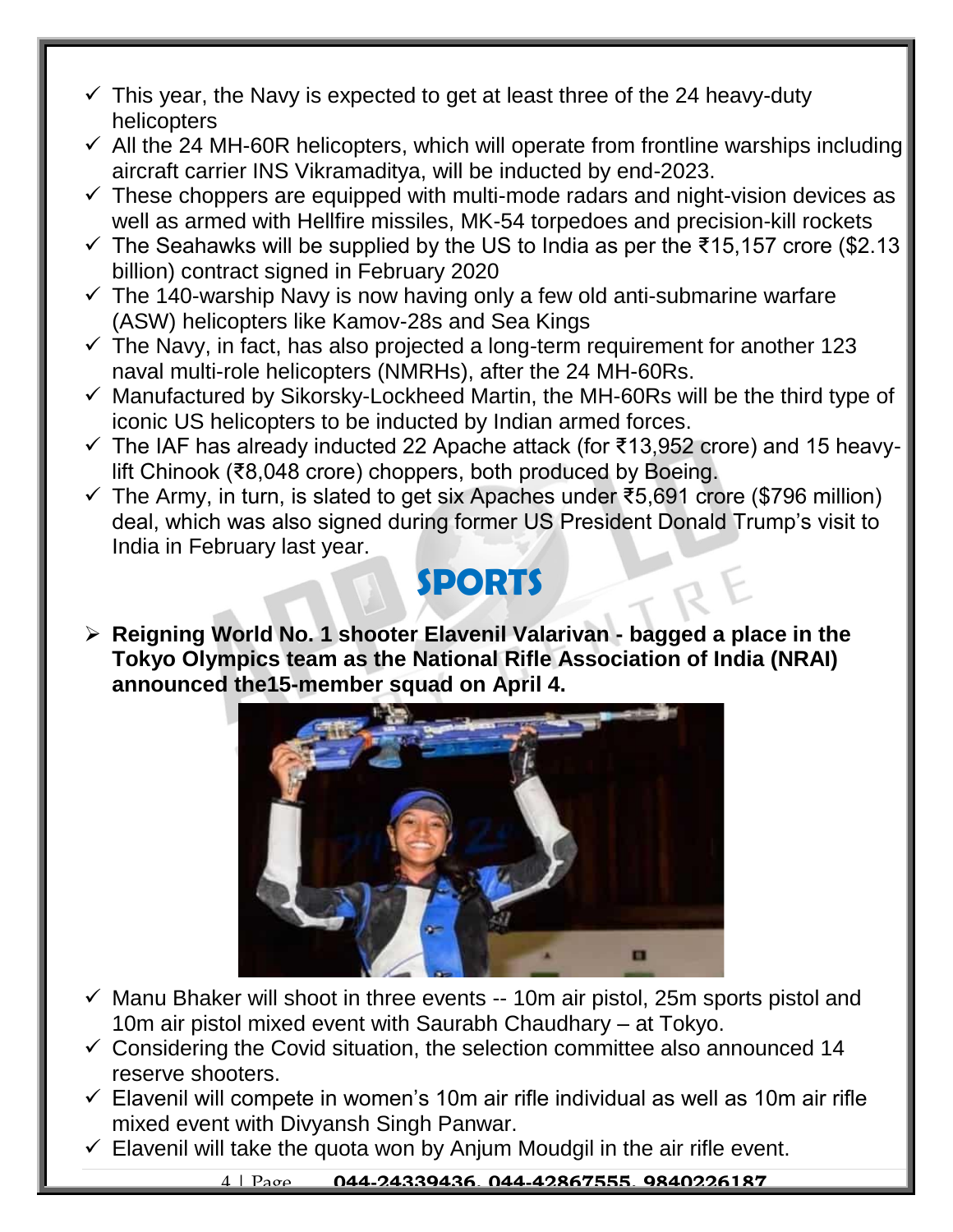- ✓ This year, the Navy is expected to get at least three of the 24 heavy-duty helicopters
- ✓ All the 24 MH-60R helicopters, which will operate from frontline warships including aircraft carrier INS Vikramaditya, will be inducted by end-2023.
- ✓ These choppers are equipped with multi-mode radars and night-vision devices as well as armed with Hellfire missiles, MK-54 torpedoes and precision-kill rockets
- ✓ The Seahawks will be supplied by the US to India as per the ₹15,157 crore ($2.13 billion) contract signed in February 2020
- ✓ The 140-warship Navy is now having only a few old anti-submarine warfare (ASW) helicopters like Kamov-28s and Sea Kings
- ✓ The Navy, in fact, has also projected a long-term requirement for another 123 naval multi-role helicopters (NMRHs), after the 24 MH-60Rs.
- ✓ Manufactured by Sikorsky-Lockheed Martin, the MH-60Rs will be the third type of iconic US helicopters to be inducted by Indian armed forces.
- ✓ The IAF has already inducted 22 Apache attack (for ₹13,952 crore) and 15 heavy-lift Chinook (₹8,048 crore) choppers, both produced by Boeing.
- ✓ The Army, in turn, is slated to get six Apaches under ₹5,691 crore ($796 million) deal, which was also signed during former US President Donald Trump's visit to India in February last year.

## SPORTS

- **Reigning World No. 1 shooter Elavenil Valarivan - bagged a place in the Tokyo Olympics team as the National Rifle Association of India (NRAI) announced the15-member squad on April 4.**

- ✓ Manu Bhaker will shoot in three events -- 10m air pistol, 25m sports pistol and 10m air pistol mixed event with Saurabh Chaudhary – at Tokyo.
- ✓ Considering the Covid situation, the selection committee also announced 14 reserve shooters.
- ✓ Elavenil will compete in women's 10m air rifle individual as well as 10m air rifle mixed event with Divyansh Singh Panwar.
- ✓ Elavenil will take the quota won by Anjum Moudgil in the air rifle event.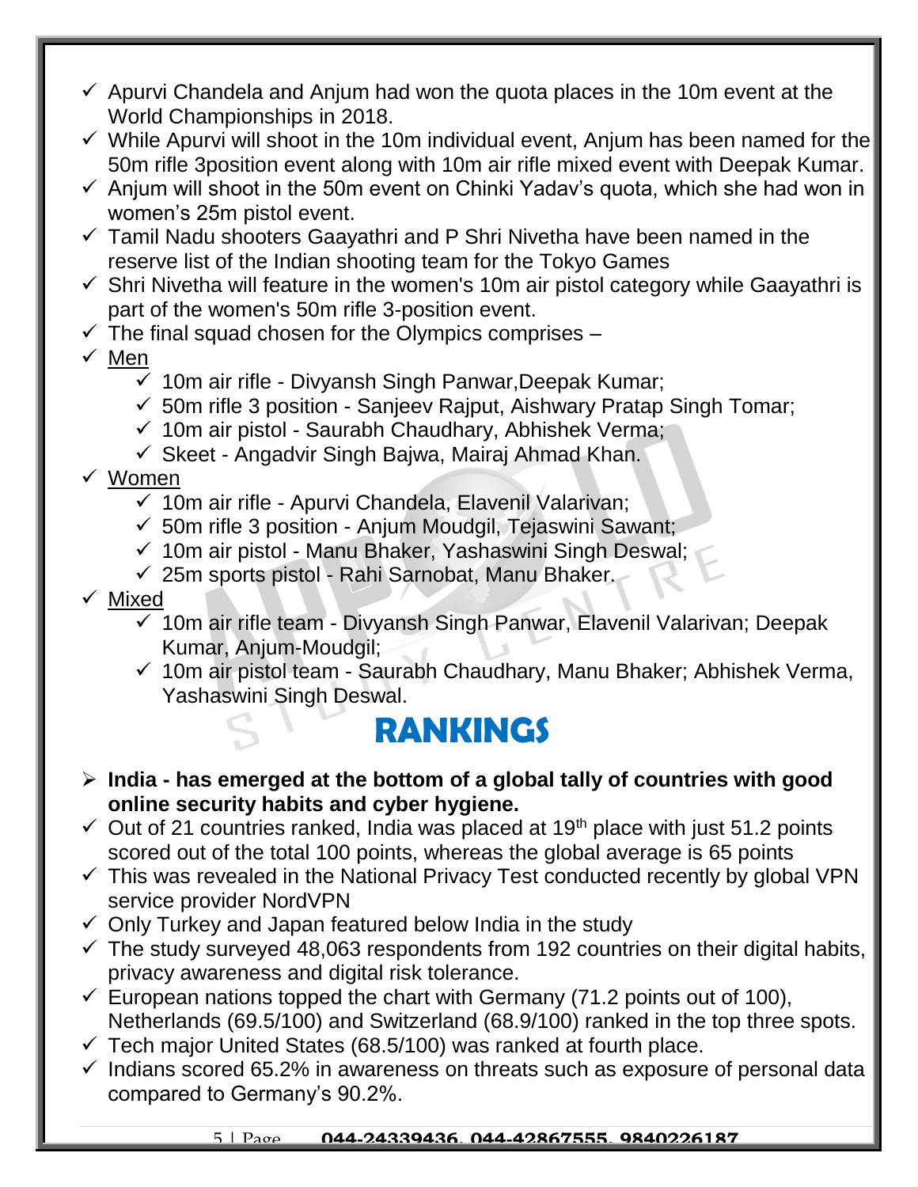- ✓ Apurvi Chandela and Anjum had won the quota places in the 10m event at the World Championships in 2018.
- ✓ While Apurvi will shoot in the 10m individual event, Anjum has been named for the 50m rifle 3position event along with 10m air rifle mixed event with Deepak Kumar.
- ✓ Anjum will shoot in the 50m event on Chinki Yadav's quota, which she had won in women's 25m pistol event.
- ✓ Tamil Nadu shooters Gaayathri and P Shri Nivetha have been named in the reserve list of the Indian shooting team for the Tokyo Games
- ✓ Shri Nivetha will feature in the women's 10m air pistol category while Gaayathri is part of the women's 50m rifle 3-position event.
- ✓ The final squad chosen for the Olympics comprises –
- ✓ Men
  - ✓ 10m air rifle - Divyansh Singh Panwar,Deepak Kumar;
  - ✓ 50m rifle 3 position - Sanjeev Rajput, Aishwary Pratap Singh Tomar;
  - ✓ 10m air pistol - Saurabh Chaudhary, Abhishek Verma;
  - ✓ Skeet - Angadvir Singh Bajwa, Mairaj Ahmad Khan.
- ✓ Women
  - ✓ 10m air rifle - Apurvi Chandela, Elavenil Valarivan;
  - ✓ 50m rifle 3 position - Anjum Moudgil, Tejaswini Sawant;
  - ✓ 10m air pistol - Manu Bhaker, Yashaswini Singh Deswal;
  - ✓ 25m sports pistol - Rahi Sarnobat, Manu Bhaker.
- ✓ Mixed
  - ✓ 10m air rifle team - Divyansh Singh Panwar, Elavenil Valarivan; Deepak Kumar, Anjum-Moudgil;
  - ✓ 10m air pistol team - Saurabh Chaudhary, Manu Bhaker; Abhishek Verma, Yashaswini Singh Deswal.

# RANKINGS

- ➢ **India - has emerged at the bottom of a global tally of countries with good online security habits and cyber hygiene.**
- ✓ Out of 21 countries ranked, India was placed at 19th place with just 51.2 points scored out of the total 100 points, whereas the global average is 65 points
- ✓ This was revealed in the National Privacy Test conducted recently by global VPN service provider NordVPN
- ✓ Only Turkey and Japan featured below India in the study
- ✓ The study surveyed 48,063 respondents from 192 countries on their digital habits, privacy awareness and digital risk tolerance.
- ✓ European nations topped the chart with Germany (71.2 points out of 100), Netherlands (69.5/100) and Switzerland (68.9/100) ranked in the top three spots.
- ✓ Tech major United States (68.5/100) was ranked at fourth place.
- ✓ Indians scored 65.2% in awareness on threats such as exposure of personal data compared to Germany's 90.2%.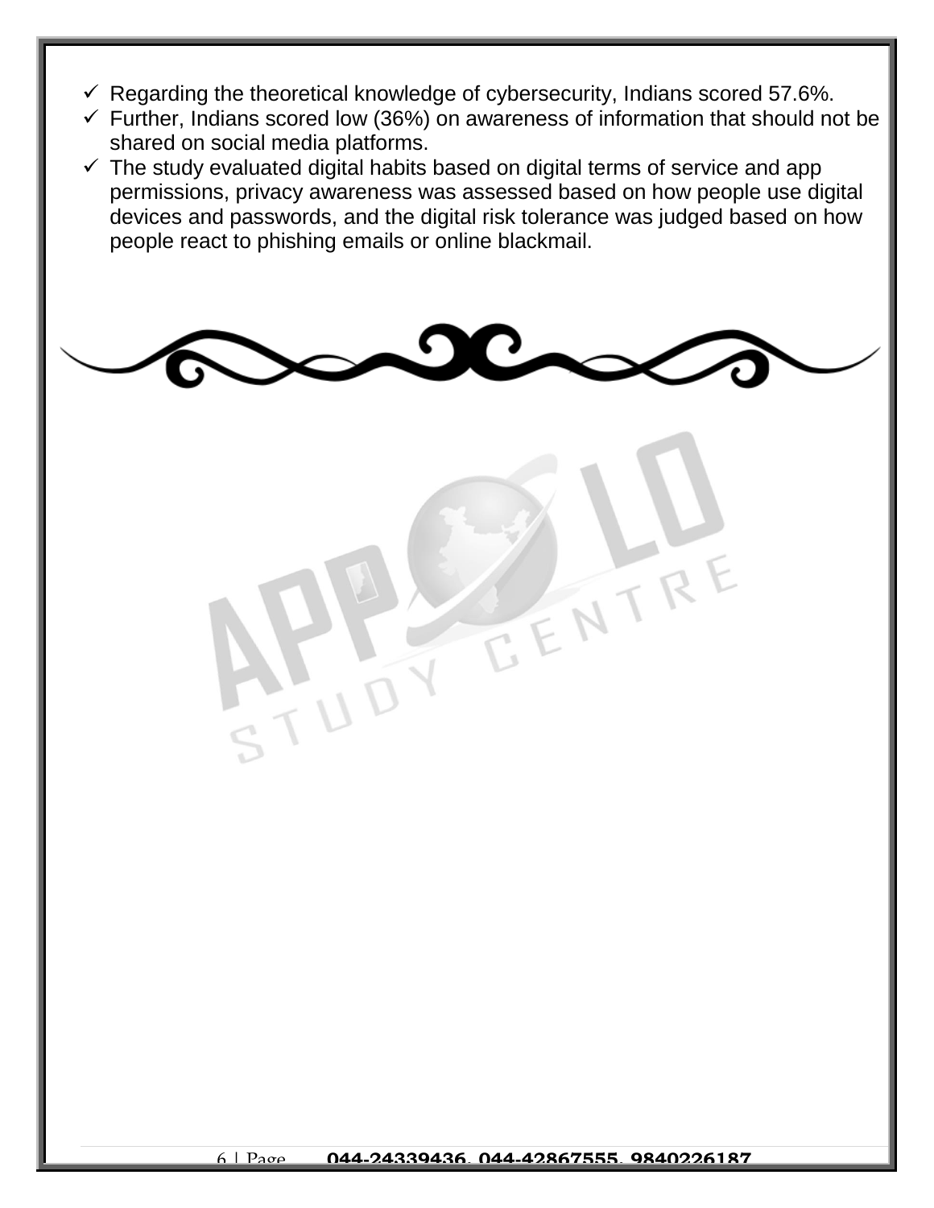- Regarding the theoretical knowledge of cybersecurity, Indians scored 57.6%.
- Further, Indians scored low (36%) on awareness of information that should not be shared on social media platforms.
- The study evaluated digital habits based on digital terms of service and app permissions, privacy awareness was assessed based on how people use digital devices and passwords, and the digital risk tolerance was judged based on how people react to phishing emails or online blackmail.